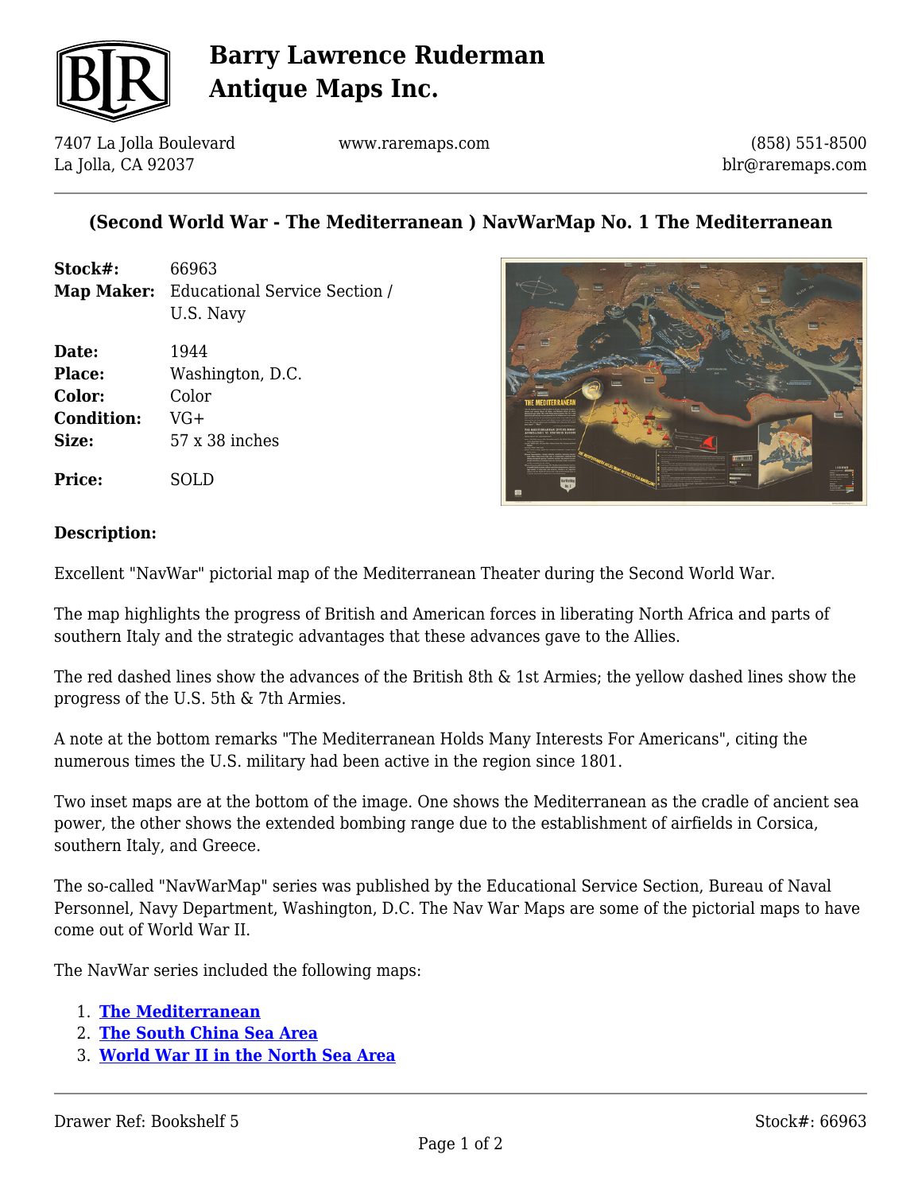# Barry Lawrence Ruderman Antique Maps Inc.

7407 La Jolla Boulevard
La Jolla, CA 92037

www.raremaps.com

(858) 551-8500
blr@raremaps.com

## (Second World War - The Mediterranean ) NavWarMap No. 1 The Mediterranean

| | |
|---|---|
| **Stock#:** | 66963 |
| **Map Maker:** | Educational Service Section / U.S. Navy |
| **Date:** | 1944 |
| **Place:** | Washington, D.C. |
| **Color:** | Color |
| **Condition:** | VG+ |
| **Size:** | 57 x 38 inches |
| **Price:** | SOLD |

### Description:

Excellent "NavWar" pictorial map of the Mediterranean Theater during the Second World War.

The map highlights the progress of British and American forces in liberating North Africa and parts of southern Italy and the strategic advantages that these advances gave to the Allies.

The red dashed lines show the advances of the British 8th & 1st Armies; the yellow dashed lines show the progress of the U.S. 5th & 7th Armies.

A note at the bottom remarks "The Mediterranean Holds Many Interests For Americans", citing the numerous times the U.S. military had been active in the region since 1801.

Two inset maps are at the bottom of the image. One shows the Mediterranean as the cradle of ancient sea power, the other shows the extended bombing range due to the establishment of airfields in Corsica, southern Italy, and Greece.

The so-called "NavWarMap" series was published by the Educational Service Section, Bureau of Naval Personnel, Navy Department, Washington, D.C. The Nav War Maps are some of the pictorial maps to have come out of World War II.

The NavWar series included the following maps:

1. **The Mediterranean**
2. **The South China Sea Area**
3. **World War II in the North Sea Area**

Drawer Ref: Bookshelf 5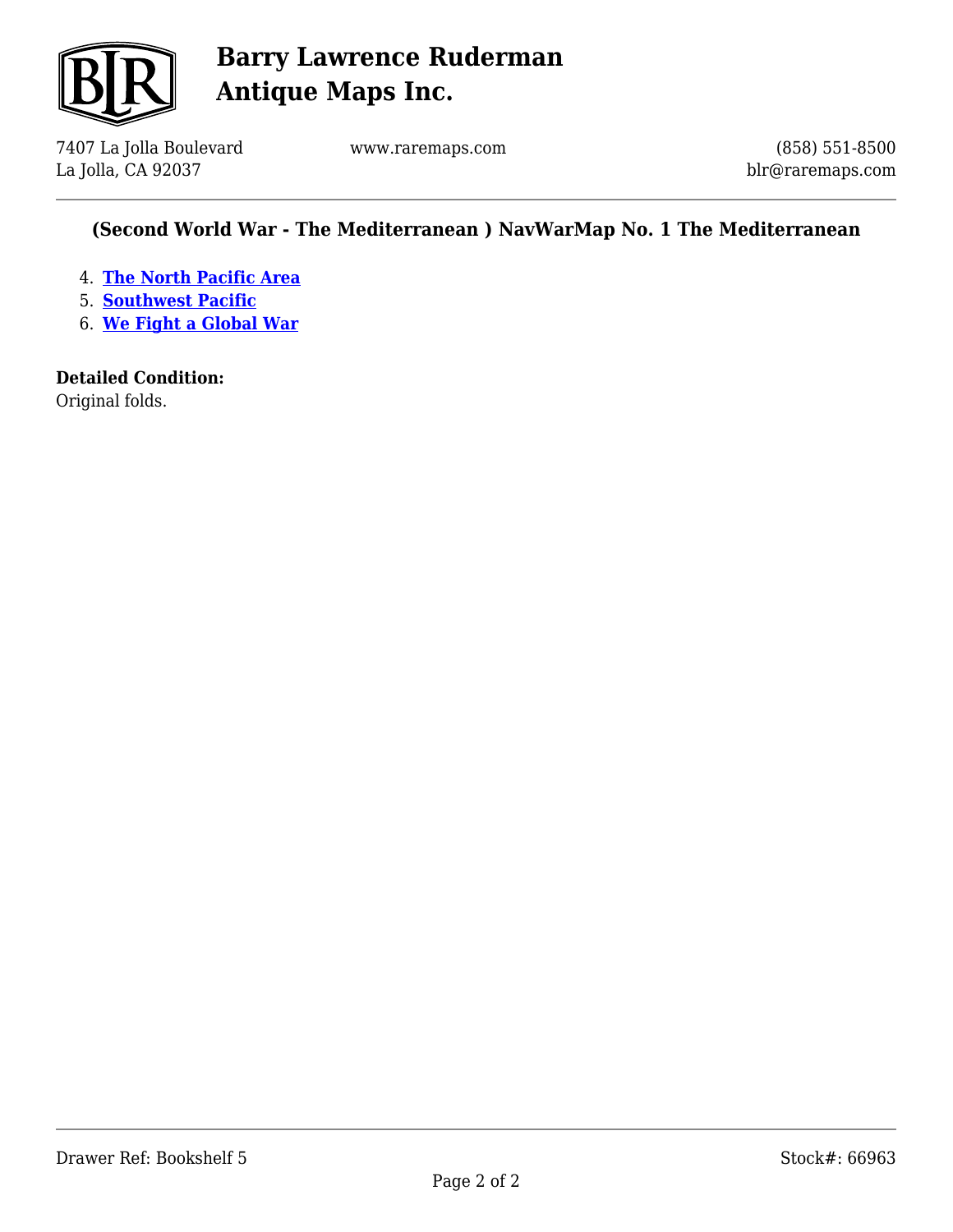4. **The North Pacific Area**
5. **Southwest Pacific**
6. **We Fight a Global War**

**Detailed Condition:**
Original folds.